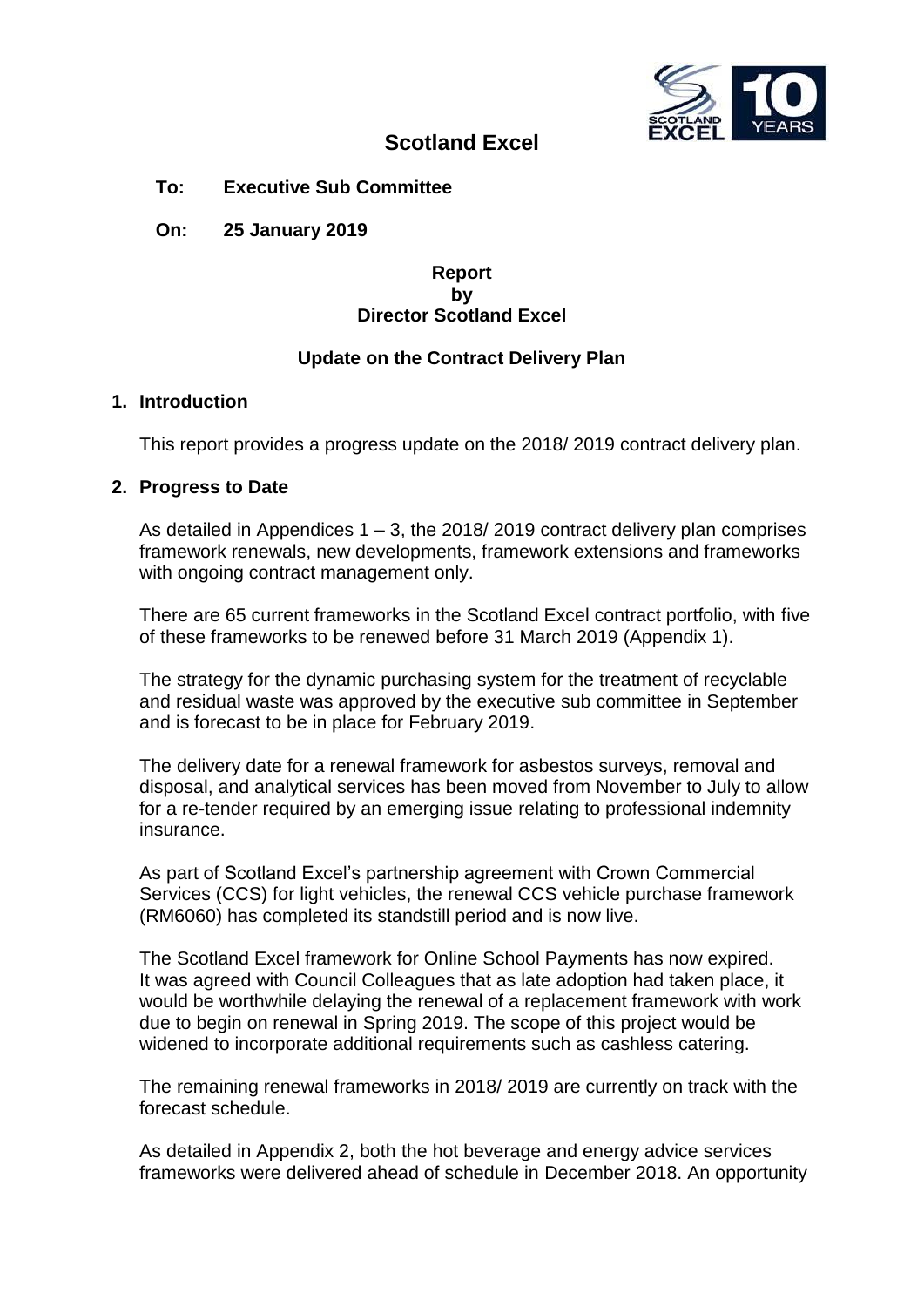# Scotland Excel

**To: Executive Sub Committee**

**On: 25 January 2019**

**Report**
**by**
**Director Scotland Excel**

**Update on the Contract Delivery Plan**

## 1. Introduction

This report provides a progress update on the 2018/ 2019 contract delivery plan.

## 2. Progress to Date

As detailed in Appendices 1 – 3, the 2018/ 2019 contract delivery plan comprises framework renewals, new developments, framework extensions and frameworks with ongoing contract management only.

There are 65 current frameworks in the Scotland Excel contract portfolio, with five of these frameworks to be renewed before 31 March 2019 (Appendix 1).

The strategy for the dynamic purchasing system for the treatment of recyclable and residual waste was approved by the executive sub committee in September and is forecast to be in place for February 2019.

The delivery date for a renewal framework for asbestos surveys, removal and disposal, and analytical services has been moved from November to July to allow for a re-tender required by an emerging issue relating to professional indemnity insurance.

As part of Scotland Excel's partnership agreement with Crown Commercial Services (CCS) for light vehicles, the renewal CCS vehicle purchase framework (RM6060) has completed its standstill period and is now live.

The Scotland Excel framework for Online School Payments has now expired. It was agreed with Council Colleagues that as late adoption had taken place, it would be worthwhile delaying the renewal of a replacement framework with work due to begin on renewal in Spring 2019. The scope of this project would be widened to incorporate additional requirements such as cashless catering.

The remaining renewal frameworks in 2018/ 2019 are currently on track with the forecast schedule.

As detailed in Appendix 2, both the hot beverage and energy advice services frameworks were delivered ahead of schedule in December 2018. An opportunity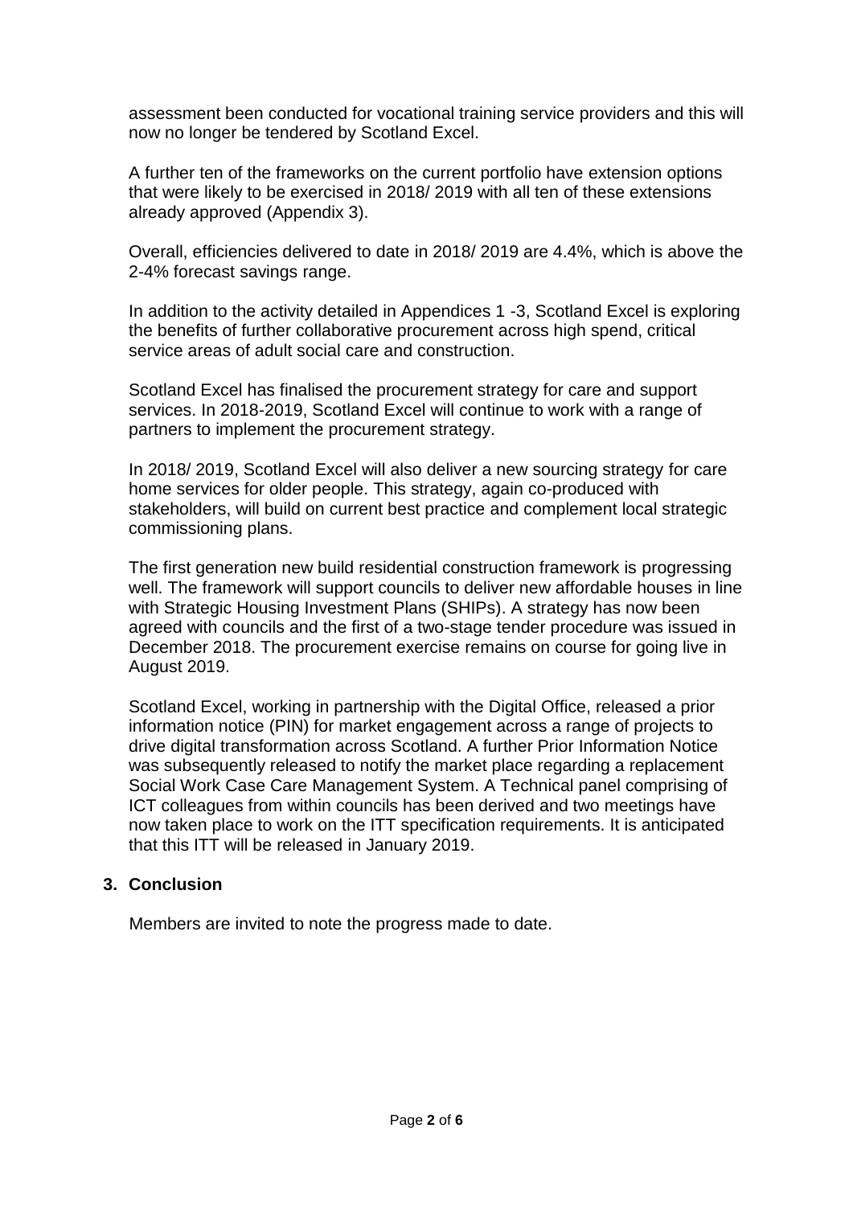assessment been conducted for vocational training service providers and this will now no longer be tendered by Scotland Excel.

A further ten of the frameworks on the current portfolio have extension options that were likely to be exercised in 2018/ 2019 with all ten of these extensions already approved (Appendix 3).

Overall, efficiencies delivered to date in 2018/ 2019 are 4.4%, which is above the 2-4% forecast savings range.

In addition to the activity detailed in Appendices 1 -3, Scotland Excel is exploring the benefits of further collaborative procurement across high spend, critical service areas of adult social care and construction.

Scotland Excel has finalised the procurement strategy for care and support services. In 2018-2019, Scotland Excel will continue to work with a range of partners to implement the procurement strategy.

In 2018/ 2019, Scotland Excel will also deliver a new sourcing strategy for care home services for older people. This strategy, again co-produced with stakeholders, will build on current best practice and complement local strategic commissioning plans.

The first generation new build residential construction framework is progressing well. The framework will support councils to deliver new affordable houses in line with Strategic Housing Investment Plans (SHIPs). A strategy has now been agreed with councils and the first of a two-stage tender procedure was issued in December 2018. The procurement exercise remains on course for going live in August 2019.

Scotland Excel, working in partnership with the Digital Office, released a prior information notice (PIN) for market engagement across a range of projects to drive digital transformation across Scotland. A further Prior Information Notice was subsequently released to notify the market place regarding a replacement Social Work Case Care Management System. A Technical panel comprising of ICT colleagues from within councils has been derived and two meetings have now taken place to work on the ITT specification requirements. It is anticipated that this ITT will be released in January 2019.

## 3. Conclusion

Members are invited to note the progress made to date.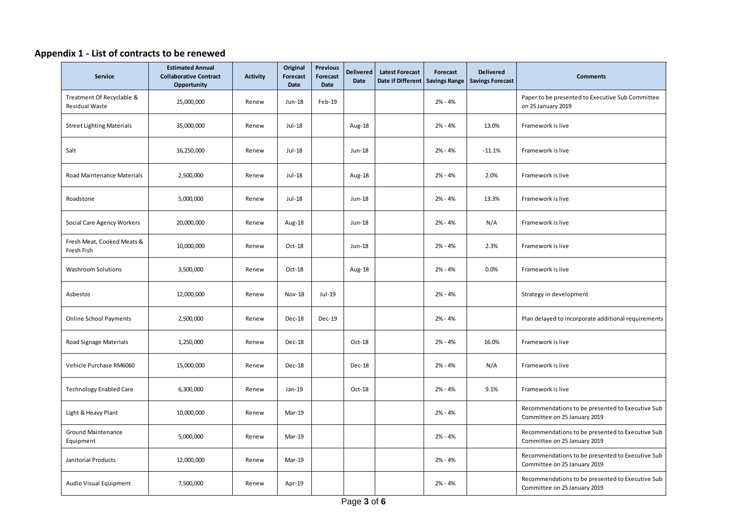## Appendix 1 - List of contracts to be renewed

| Service | Estimated Annual Collaborative Contract Opportunity | Activity | Original Forecast Date | Previous Forecast Date | Delivered Date | Latest Forecast Date if Different | Forecast Savings Range | Delivered Savings Forecast | Comments |
|---|---|---|---|---|---|---|---|---|---|
| Treatment Of Recyclable & Residual Waste | 25,000,000 | Renew | Jun-18 | Feb-19 | | | 2% - 4% | | Paper to be presented to Executive Sub Committee on 25 January 2019 |
| Street Lighting Materials | 35,000,000 | Renew | Jul-18 | | Aug-18 | | 2% - 4% | 13.0% | Framework is live |
| Salt | 16,250,000 | Renew | Jul-18 | | Jun-18 | | 2% - 4% | -11.1% | Framework is live |
| Road Maintenance Materials | 2,500,000 | Renew | Jul-18 | | Aug-18 | | 2% - 4% | 2.0% | Framework is live |
| Roadstone | 5,000,000 | Renew | Jul-18 | | Jun-18 | | 2% - 4% | 13.3% | Framework is live |
| Social Care Agency Workers | 20,000,000 | Renew | Aug-18 | | Jun-18 | | 2% - 4% | N/A | Framework is live |
| Fresh Meat, Cooked Meats & Fresh Fish | 10,000,000 | Renew | Oct-18 | | Jun-18 | | 2% - 4% | 2.3% | Framework is live |
| Washroom Solutions | 3,500,000 | Renew | Oct-18 | | Aug-18 | | 2% - 4% | 0.0% | Framework is live |
| Asbestos | 12,000,000 | Renew | Nov-18 | Jul-19 | | | 2% - 4% | | Strategy in development |
| Online School Payments | 2,500,000 | Renew | Dec-18 | Dec-19 | | | 2% - 4% | | Plan delayed to incorporate additional requirements |
| Road Signage Materials | 1,250,000 | Renew | Dec-18 | | Oct-18 | | 2% - 4% | 16.0% | Framework is live |
| Vehicle Purchase RM6060 | 15,000,000 | Renew | Dec-18 | | Dec-18 | | 2% - 4% | N/A | Framework is live |
| Technology Enabled Care | 6,300,000 | Renew | Jan-19 | | Oct-18 | | 2% - 4% | 9.1% | Framework is live |
| Light & Heavy Plant | 10,000,000 | Renew | Mar-19 | | | | 2% - 4% | | Recommendations to be presented to Executive Sub Committee on 25 January 2019 |
| Ground Maintenance Equipment | 5,000,000 | Renew | Mar-19 | | | | 2% - 4% | | Recommendations to be presented to Executive Sub Committee on 25 January 2019 |
| Janitorial Products | 12,000,000 | Renew | Mar-19 | | | | 2% - 4% | | Recommendations to be presented to Executive Sub Committee on 25 January 2019 |
| Audio Visual Equipment | 7,500,000 | Renew | Apr-19 | | | | 2% - 4% | | Recommendations to be presented to Executive Sub Committee on 25 January 2019 |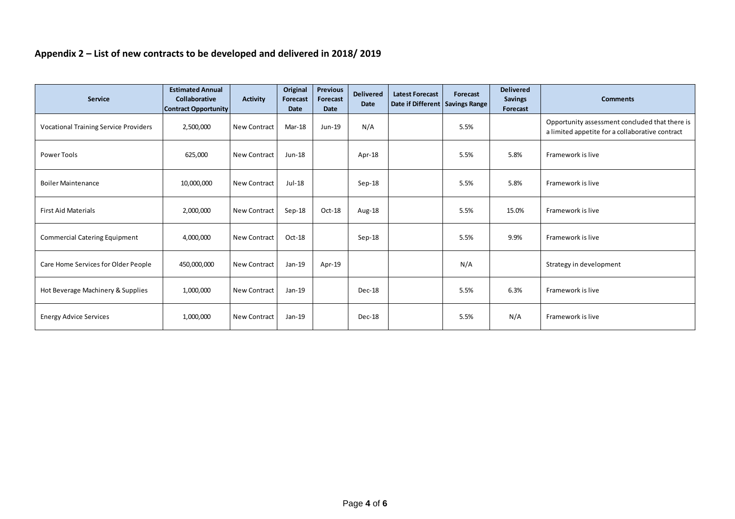## Appendix 2 – List of new contracts to be developed and delivered in 2018/ 2019

| Service | Estimated Annual Collaborative Contract Opportunity | Activity | Original Forecast Date | Previous Forecast Date | Delivered Date | Latest Forecast Date if Different | Forecast Savings Range | Delivered Savings Forecast | Comments |
|---|---|---|---|---|---|---|---|---|---|
| Vocational Training Service Providers | 2,500,000 | New Contract | Mar-18 | Jun-19 | N/A | | 5.5% | | Opportunity assessment concluded that there is a limited appetite for a collaborative contract |
| Power Tools | 625,000 | New Contract | Jun-18 | | Apr-18 | | 5.5% | 5.8% | Framework is live |
| Boiler Maintenance | 10,000,000 | New Contract | Jul-18 | | Sep-18 | | 5.5% | 5.8% | Framework is live |
| First Aid Materials | 2,000,000 | New Contract | Sep-18 | Oct-18 | Aug-18 | | 5.5% | 15.0% | Framework is live |
| Commercial Catering Equipment | 4,000,000 | New Contract | Oct-18 | | Sep-18 | | 5.5% | 9.9% | Framework is live |
| Care Home Services for Older People | 450,000,000 | New Contract | Jan-19 | Apr-19 | | | N/A | | Strategy in development |
| Hot Beverage Machinery & Supplies | 1,000,000 | New Contract | Jan-19 | | Dec-18 | | 5.5% | 6.3% | Framework is live |
| Energy Advice Services | 1,000,000 | New Contract | Jan-19 | | Dec-18 | | 5.5% | N/A | Framework is live |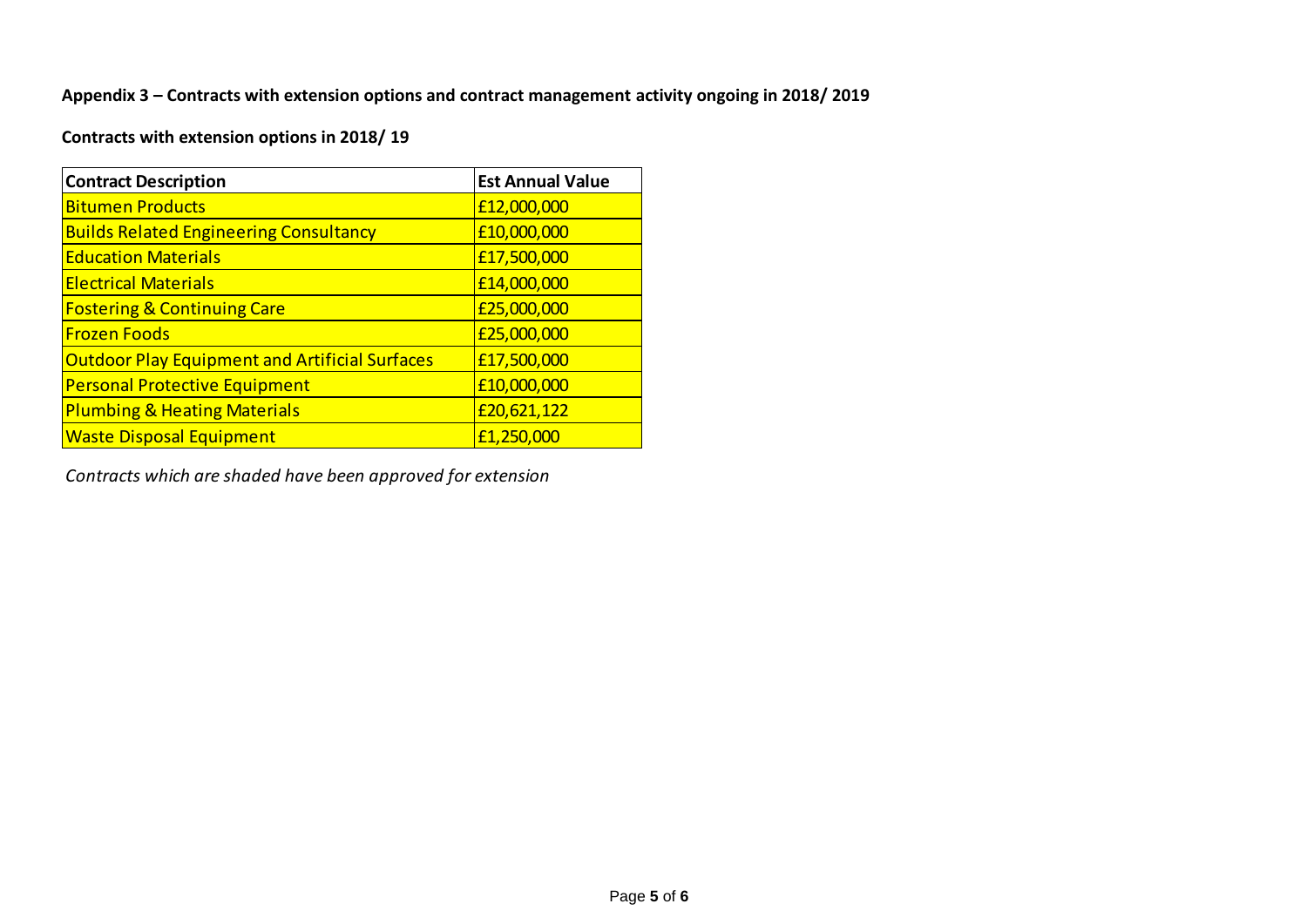**Appendix 3 – Contracts with extension options and contract management activity ongoing in 2018/ 2019**

**Contracts with extension options in 2018/ 19**

| Contract Description | Est Annual Value |
|---|---|
| Bitumen Products | £12,000,000 |
| Builds Related Engineering Consultancy | £10,000,000 |
| Education Materials | £17,500,000 |
| Electrical Materials | £14,000,000 |
| Fostering & Continuing Care | £25,000,000 |
| Frozen Foods | £25,000,000 |
| Outdoor Play Equipment and Artificial Surfaces | £17,500,000 |
| Personal Protective Equipment | £10,000,000 |
| Plumbing & Heating Materials | £20,621,122 |
| Waste Disposal Equipment | £1,250,000 |

*Contracts which are shaded have been approved for extension*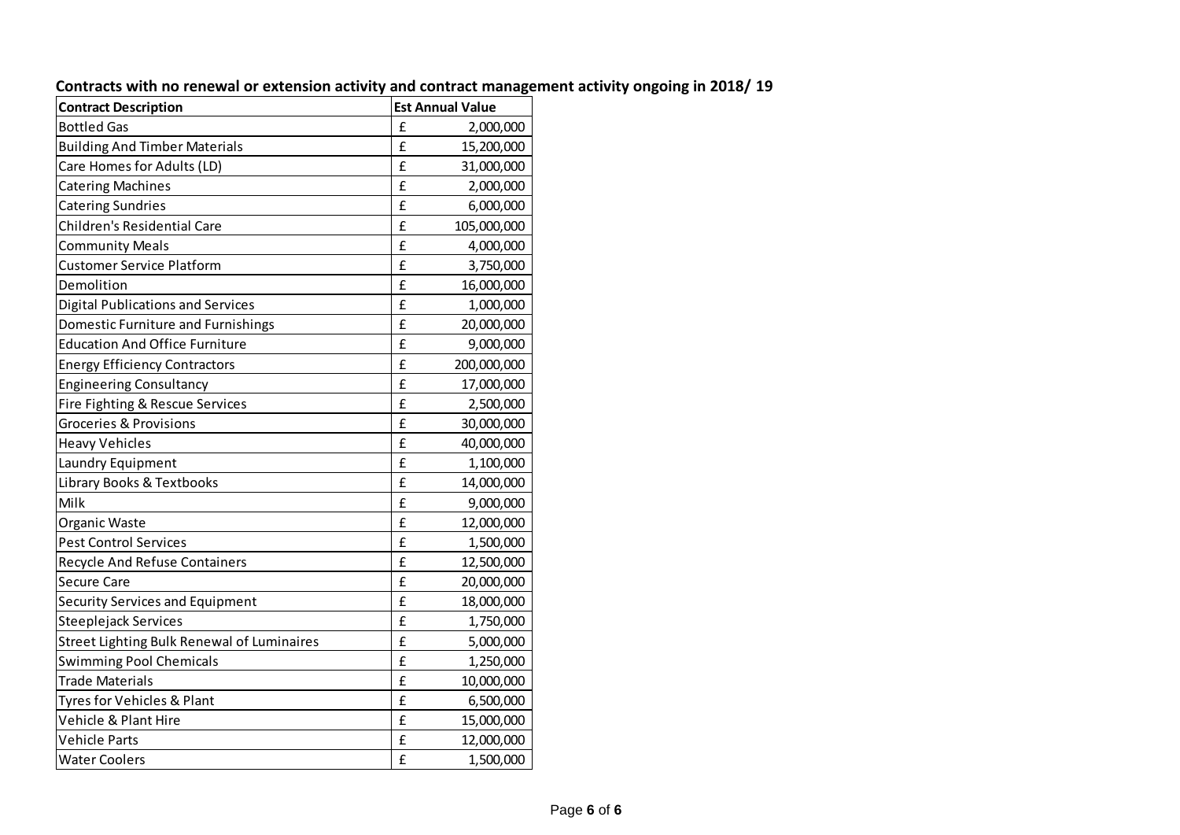**Contracts with no renewal or extension activity and contract management activity ongoing in 2018/ 19**

| Contract Description | Est Annual Value |
| --- | --- |
| Bottled Gas | £ 2,000,000 |
| Building And Timber Materials | £ 15,200,000 |
| Care Homes for Adults (LD) | £ 31,000,000 |
| Catering Machines | £ 2,000,000 |
| Catering Sundries | £ 6,000,000 |
| Children's Residential Care | £ 105,000,000 |
| Community Meals | £ 4,000,000 |
| Customer Service Platform | £ 3,750,000 |
| Demolition | £ 16,000,000 |
| Digital Publications and Services | £ 1,000,000 |
| Domestic Furniture and Furnishings | £ 20,000,000 |
| Education And Office Furniture | £ 9,000,000 |
| Energy Efficiency Contractors | £ 200,000,000 |
| Engineering Consultancy | £ 17,000,000 |
| Fire Fighting & Rescue Services | £ 2,500,000 |
| Groceries & Provisions | £ 30,000,000 |
| Heavy Vehicles | £ 40,000,000 |
| Laundry Equipment | £ 1,100,000 |
| Library Books & Textbooks | £ 14,000,000 |
| Milk | £ 9,000,000 |
| Organic Waste | £ 12,000,000 |
| Pest Control Services | £ 1,500,000 |
| Recycle And Refuse Containers | £ 12,500,000 |
| Secure Care | £ 20,000,000 |
| Security Services and Equipment | £ 18,000,000 |
| Steeplejack Services | £ 1,750,000 |
| Street Lighting Bulk Renewal of Luminaires | £ 5,000,000 |
| Swimming Pool Chemicals | £ 1,250,000 |
| Trade Materials | £ 10,000,000 |
| Tyres for Vehicles & Plant | £ 6,500,000 |
| Vehicle & Plant Hire | £ 15,000,000 |
| Vehicle Parts | £ 12,000,000 |
| Water Coolers | £ 1,500,000 |